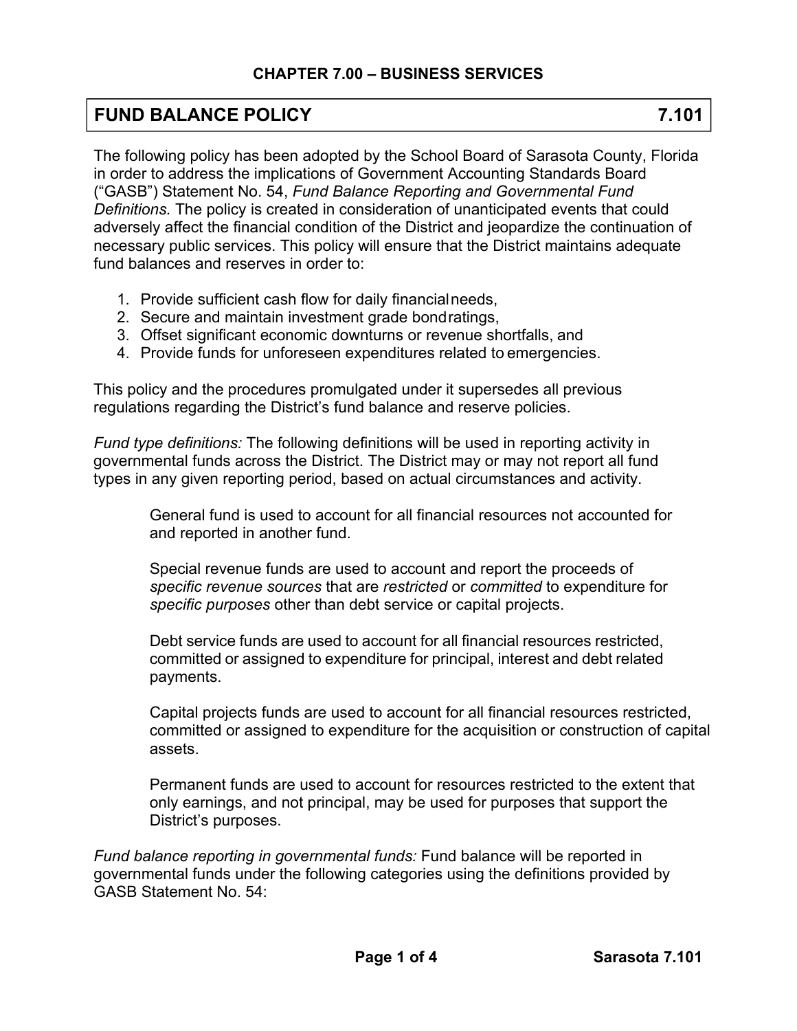## CHAPTER 7.00 – BUSINESS SERVICES

# FUND BALANCE POLICY 7.101

The following policy has been adopted by the School Board of Sarasota County, Florida in order to address the implications of Government Accounting Standards Board ("GASB") Statement No. 54, *Fund Balance Reporting and Governmental Fund Definitions.* The policy is created in consideration of unanticipated events that could adversely affect the financial condition of the District and jeopardize the continuation of necessary public services. This policy will ensure that the District maintains adequate fund balances and reserves in order to:

1. Provide sufficient cash flow for daily financial needs,
2. Secure and maintain investment grade bond ratings,
3. Offset significant economic downturns or revenue shortfalls, and
4. Provide funds for unforeseen expenditures related to emergencies.

This policy and the procedures promulgated under it supersedes all previous regulations regarding the District's fund balance and reserve policies.

*Fund type definitions:* The following definitions will be used in reporting activity in governmental funds across the District. The District may or may not report all fund types in any given reporting period, based on actual circumstances and activity.

> General fund is used to account for all financial resources not accounted for and reported in another fund.
>
> Special revenue funds are used to account and report the proceeds of *specific revenue sources* that are *restricted* or *committed* to expenditure for *specific purposes* other than debt service or capital projects.
>
> Debt service funds are used to account for all financial resources restricted, committed or assigned to expenditure for principal, interest and debt related payments.
>
> Capital projects funds are used to account for all financial resources restricted, committed or assigned to expenditure for the acquisition or construction of capital assets.
>
> Permanent funds are used to account for resources restricted to the extent that only earnings, and not principal, may be used for purposes that support the District's purposes.

*Fund balance reporting in governmental funds:* Fund balance will be reported in governmental funds under the following categories using the definitions provided by GASB Statement No. 54: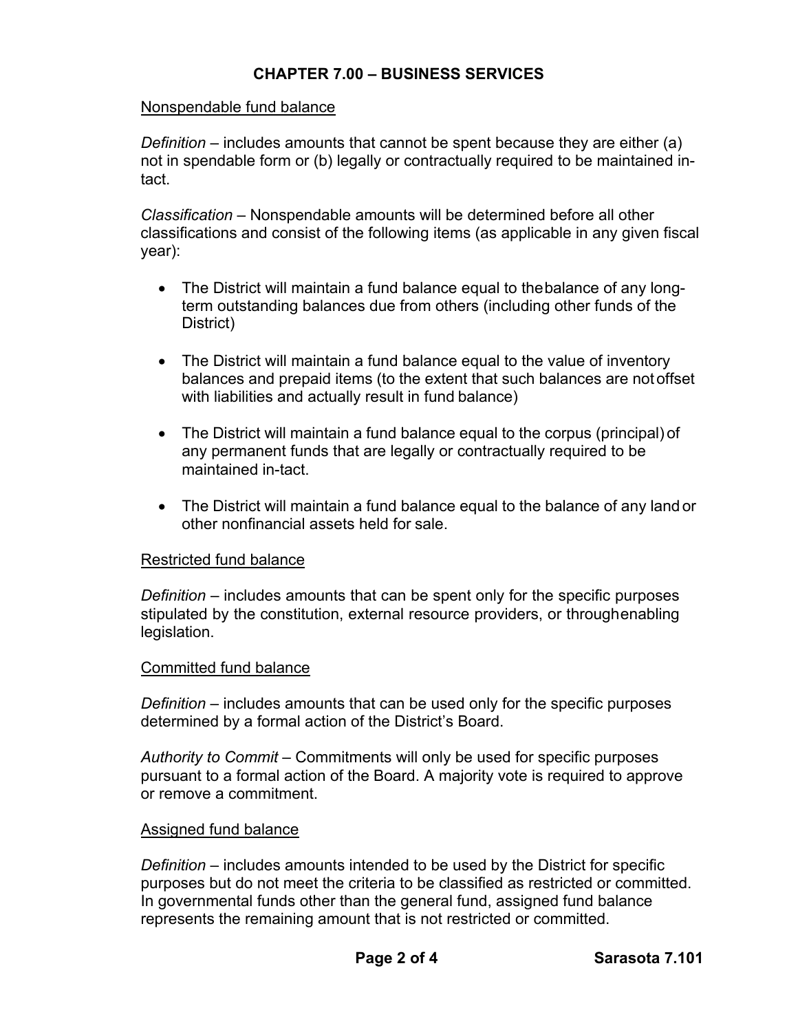# CHAPTER 7.00 – BUSINESS SERVICES

Nonspendable fund balance

*Definition* – includes amounts that cannot be spent because they are either (a) not in spendable form or (b) legally or contractually required to be maintained in-tact.

*Classification* – Nonspendable amounts will be determined before all other classifications and consist of the following items (as applicable in any given fiscal year):

- The District will maintain a fund balance equal to the balance of any long-term outstanding balances due from others (including other funds of the District)
- The District will maintain a fund balance equal to the value of inventory balances and prepaid items (to the extent that such balances are not offset with liabilities and actually result in fund balance)
- The District will maintain a fund balance equal to the corpus (principal) of any permanent funds that are legally or contractually required to be maintained in-tact.
- The District will maintain a fund balance equal to the balance of any land or other nonfinancial assets held for sale.

Restricted fund balance

*Definition* – includes amounts that can be spent only for the specific purposes stipulated by the constitution, external resource providers, or through enabling legislation.

Committed fund balance

*Definition* – includes amounts that can be used only for the specific purposes determined by a formal action of the District's Board.

*Authority to Commit* – Commitments will only be used for specific purposes pursuant to a formal action of the Board. A majority vote is required to approve or remove a commitment.

Assigned fund balance

*Definition* – includes amounts intended to be used by the District for specific purposes but do not meet the criteria to be classified as restricted or committed. In governmental funds other than the general fund, assigned fund balance represents the remaining amount that is not restricted or committed.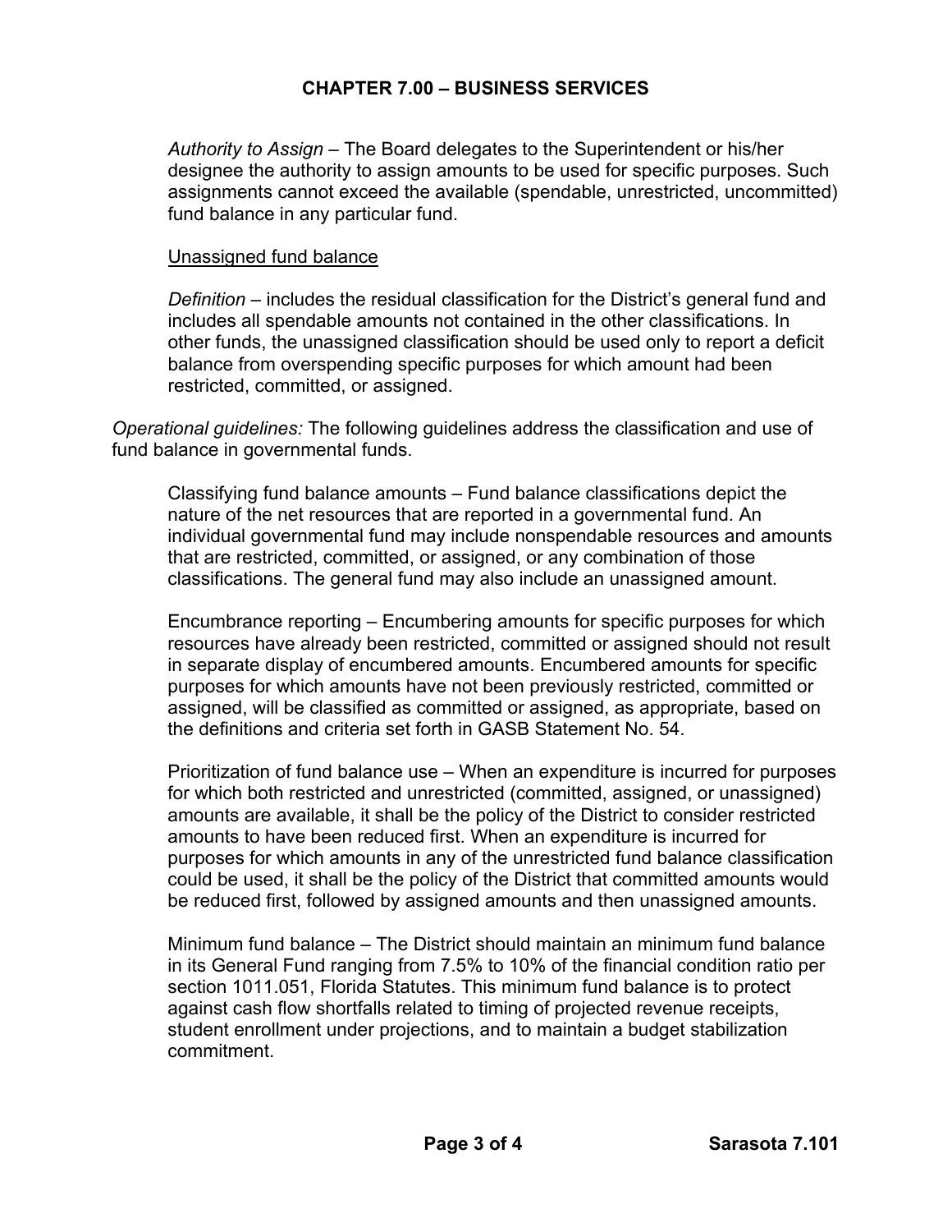*Authority to Assign* – The Board delegates to the Superintendent or his/her designee the authority to assign amounts to be used for specific purposes. Such assignments cannot exceed the available (spendable, unrestricted, uncommitted) fund balance in any particular fund.

<u>Unassigned fund balance</u>

*Definition* – includes the residual classification for the District's general fund and includes all spendable amounts not contained in the other classifications. In other funds, the unassigned classification should be used only to report a deficit balance from overspending specific purposes for which amount had been restricted, committed, or assigned.

*Operational guidelines:* The following guidelines address the classification and use of fund balance in governmental funds.

Classifying fund balance amounts – Fund balance classifications depict the nature of the net resources that are reported in a governmental fund. An individual governmental fund may include nonspendable resources and amounts that are restricted, committed, or assigned, or any combination of those classifications. The general fund may also include an unassigned amount.

Encumbrance reporting – Encumbering amounts for specific purposes for which resources have already been restricted, committed or assigned should not result in separate display of encumbered amounts. Encumbered amounts for specific purposes for which amounts have not been previously restricted, committed or assigned, will be classified as committed or assigned, as appropriate, based on the definitions and criteria set forth in GASB Statement No. 54.

Prioritization of fund balance use – When an expenditure is incurred for purposes for which both restricted and unrestricted (committed, assigned, or unassigned) amounts are available, it shall be the policy of the District to consider restricted amounts to have been reduced first. When an expenditure is incurred for purposes for which amounts in any of the unrestricted fund balance classification could be used, it shall be the policy of the District that committed amounts would be reduced first, followed by assigned amounts and then unassigned amounts.

Minimum fund balance – The District should maintain an minimum fund balance in its General Fund ranging from 7.5% to 10% of the financial condition ratio per section 1011.051, Florida Statutes. This minimum fund balance is to protect against cash flow shortfalls related to timing of projected revenue receipts, student enrollment under projections, and to maintain a budget stabilization commitment.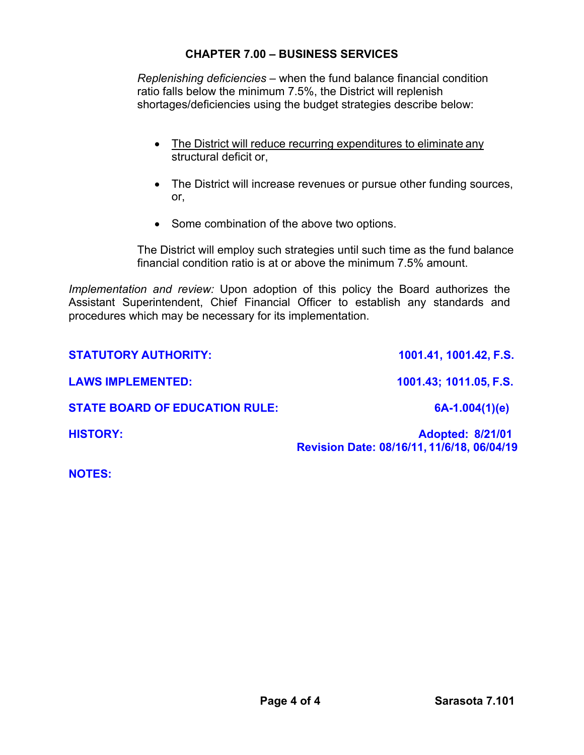# CHAPTER 7.00 – BUSINESS SERVICES

*Replenishing deficiencies* – when the fund balance financial condition ratio falls below the minimum 7.5%, the District will replenish shortages/deficiencies using the budget strategies describe below:

- <u>The District will reduce recurring expenditures to eliminate any</u> structural deficit or,
- The District will increase revenues or pursue other funding sources, or,
- Some combination of the above two options.

The District will employ such strategies until such time as the fund balance financial condition ratio is at or above the minimum 7.5% amount.

*Implementation and review:* Upon adoption of this policy the Board authorizes the Assistant Superintendent, Chief Financial Officer to establish any standards and procedures which may be necessary for its implementation.

**STATUTORY AUTHORITY:** **1001.41, 1001.42, F.S.**

**LAWS IMPLEMENTED:** **1001.43; 1011.05, F.S.**

**STATE BOARD OF EDUCATION RULE:** **6A-1.004(1)(e)**

**HISTORY:** **Adopted: 8/21/01**
**Revision Date: 08/16/11, 11/6/18, 06/04/19**

**NOTES:**